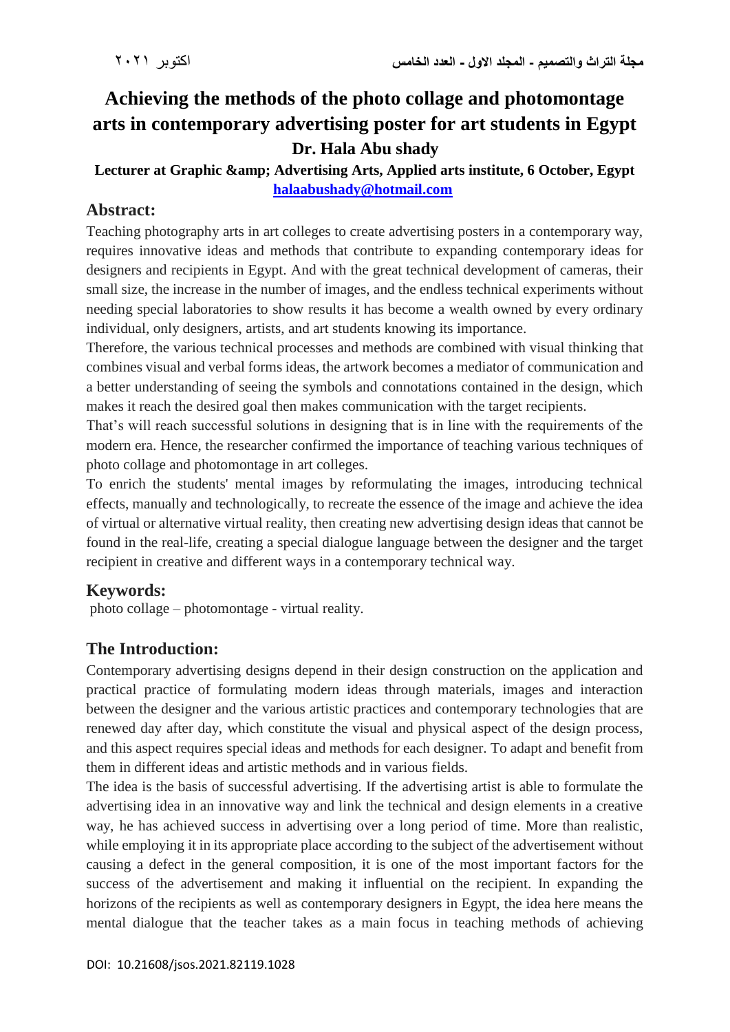# Achieving the methods of the photo collage and photomontage arts in contemporary advertising poster for art students in Egypt

**Dr. Hala Abu shady**

**Lecturer at Graphic &amp; Advertising Arts, Applied arts institute, 6 October, Egypt**

**halaabushady@hotmail.com**

## Abstract:

Teaching photography arts in art colleges to create advertising posters in a contemporary way, requires innovative ideas and methods that contribute to expanding contemporary ideas for designers and recipients in Egypt. And with the great technical development of cameras, their small size, the increase in the number of images, and the endless technical experiments without needing special laboratories to show results it has become a wealth owned by every ordinary individual, only designers, artists, and art students knowing its importance.

Therefore, the various technical processes and methods are combined with visual thinking that combines visual and verbal forms ideas, the artwork becomes a mediator of communication and a better understanding of seeing the symbols and connotations contained in the design, which makes it reach the desired goal then makes communication with the target recipients.

That's will reach successful solutions in designing that is in line with the requirements of the modern era. Hence, the researcher confirmed the importance of teaching various techniques of photo collage and photomontage in art colleges.

To enrich the students' mental images by reformulating the images, introducing technical effects, manually and technologically, to recreate the essence of the image and achieve the idea of virtual or alternative virtual reality, then creating new advertising design ideas that cannot be found in the real-life, creating a special dialogue language between the designer and the target recipient in creative and different ways in a contemporary technical way.

## Keywords:

photo collage – photomontage - virtual reality.

## The Introduction:

Contemporary advertising designs depend in their design construction on the application and practical practice of formulating modern ideas through materials, images and interaction between the designer and the various artistic practices and contemporary technologies that are renewed day after day, which constitute the visual and physical aspect of the design process, and this aspect requires special ideas and methods for each designer. To adapt and benefit from them in different ideas and artistic methods and in various fields.

The idea is the basis of successful advertising. If the advertising artist is able to formulate the advertising idea in an innovative way and link the technical and design elements in a creative way, he has achieved success in advertising over a long period of time. More than realistic, while employing it in its appropriate place according to the subject of the advertisement without causing a defect in the general composition, it is one of the most important factors for the success of the advertisement and making it influential on the recipient. In expanding the horizons of the recipients as well as contemporary designers in Egypt, the idea here means the mental dialogue that the teacher takes as a main focus in teaching methods of achieving

DOI: 10.21608/jsos.2021.82119.1028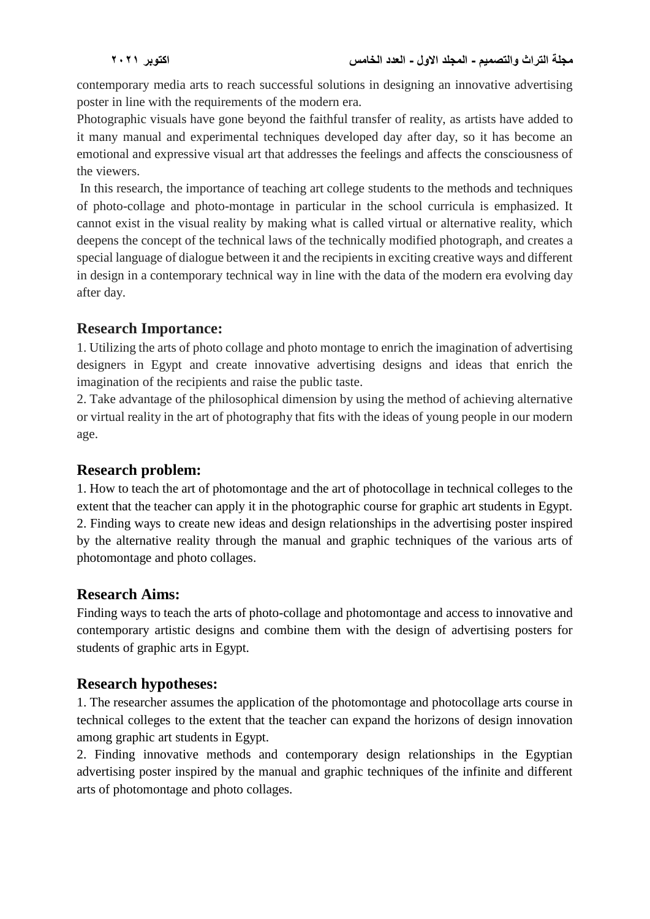contemporary media arts to reach successful solutions in designing an innovative advertising poster in line with the requirements of the modern era.

Photographic visuals have gone beyond the faithful transfer of reality, as artists have added to it many manual and experimental techniques developed day after day, so it has become an emotional and expressive visual art that addresses the feelings and affects the consciousness of the viewers.

In this research, the importance of teaching art college students to the methods and techniques of photo-collage and photo-montage in particular in the school curricula is emphasized. It cannot exist in the visual reality by making what is called virtual or alternative reality, which deepens the concept of the technical laws of the technically modified photograph, and creates a special language of dialogue between it and the recipients in exciting creative ways and different in design in a contemporary technical way in line with the data of the modern era evolving day after day.

## Research Importance:

1. Utilizing the arts of photo collage and photo montage to enrich the imagination of advertising designers in Egypt and create innovative advertising designs and ideas that enrich the imagination of the recipients and raise the public taste.
2. Take advantage of the philosophical dimension by using the method of achieving alternative or virtual reality in the art of photography that fits with the ideas of young people in our modern age.

## Research problem:

1. How to teach the art of photomontage and the art of photocollage in technical colleges to the extent that the teacher can apply it in the photographic course for graphic art students in Egypt.
2. Finding ways to create new ideas and design relationships in the advertising poster inspired by the alternative reality through the manual and graphic techniques of the various arts of photomontage and photo collages.

## Research Aims:

Finding ways to teach the arts of photo-collage and photomontage and access to innovative and contemporary artistic designs and combine them with the design of advertising posters for students of graphic arts in Egypt.

## Research hypotheses:

1. The researcher assumes the application of the photomontage and photocollage arts course in technical colleges to the extent that the teacher can expand the horizons of design innovation among graphic art students in Egypt.
2. Finding innovative methods and contemporary design relationships in the Egyptian advertising poster inspired by the manual and graphic techniques of the infinite and different arts of photomontage and photo collages.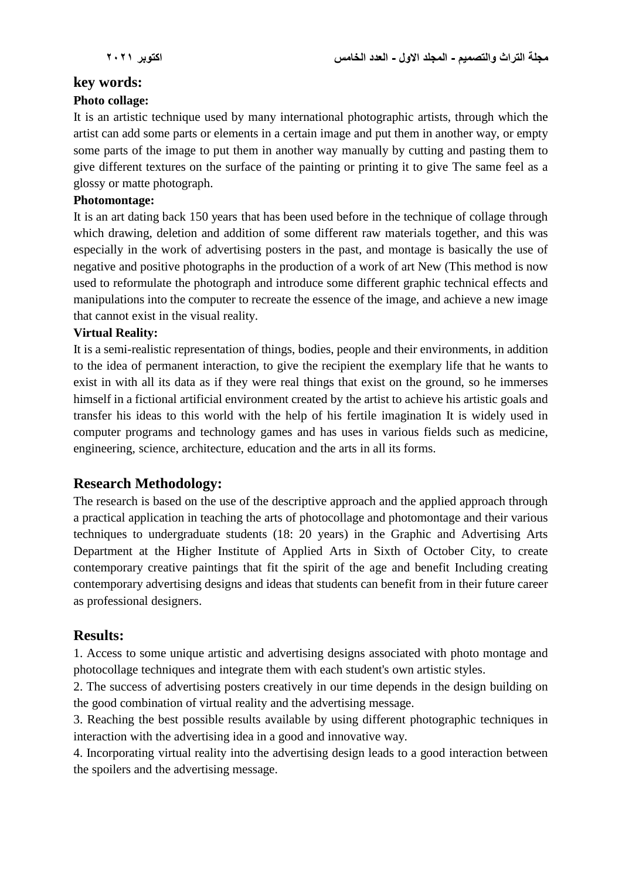## key words:

**Photo collage:**

It is an artistic technique used by many international photographic artists, through which the artist can add some parts or elements in a certain image and put them in another way, or empty some parts of the image to put them in another way manually by cutting and pasting them to give different textures on the surface of the painting or printing it to give The same feel as a glossy or matte photograph.

**Photomontage:**

It is an art dating back 150 years that has been used before in the technique of collage through which drawing, deletion and addition of some different raw materials together, and this was especially in the work of advertising posters in the past, and montage is basically the use of negative and positive photographs in the production of a work of art New (This method is now used to reformulate the photograph and introduce some different graphic technical effects and manipulations into the computer to recreate the essence of the image, and achieve a new image that cannot exist in the visual reality.

**Virtual Reality:**

It is a semi-realistic representation of things, bodies, people and their environments, in addition to the idea of permanent interaction, to give the recipient the exemplary life that he wants to exist in with all its data as if they were real things that exist on the ground, so he immerses himself in a fictional artificial environment created by the artist to achieve his artistic goals and transfer his ideas to this world with the help of his fertile imagination It is widely used in computer programs and technology games and has uses in various fields such as medicine, engineering, science, architecture, education and the arts in all its forms.

## Research Methodology:

The research is based on the use of the descriptive approach and the applied approach through a practical application in teaching the arts of photocollage and photomontage and their various techniques to undergraduate students (18: 20 years) in the Graphic and Advertising Arts Department at the Higher Institute of Applied Arts in Sixth of October City, to create contemporary creative paintings that fit the spirit of the age and benefit Including creating contemporary advertising designs and ideas that students can benefit from in their future career as professional designers.

## Results:

1. Access to some unique artistic and advertising designs associated with photo montage and photocollage techniques and integrate them with each student's own artistic styles.
2. The success of advertising posters creatively in our time depends in the design building on the good combination of virtual reality and the advertising message.
3. Reaching the best possible results available by using different photographic techniques in interaction with the advertising idea in a good and innovative way.
4. Incorporating virtual reality into the advertising design leads to a good interaction between the spoilers and the advertising message.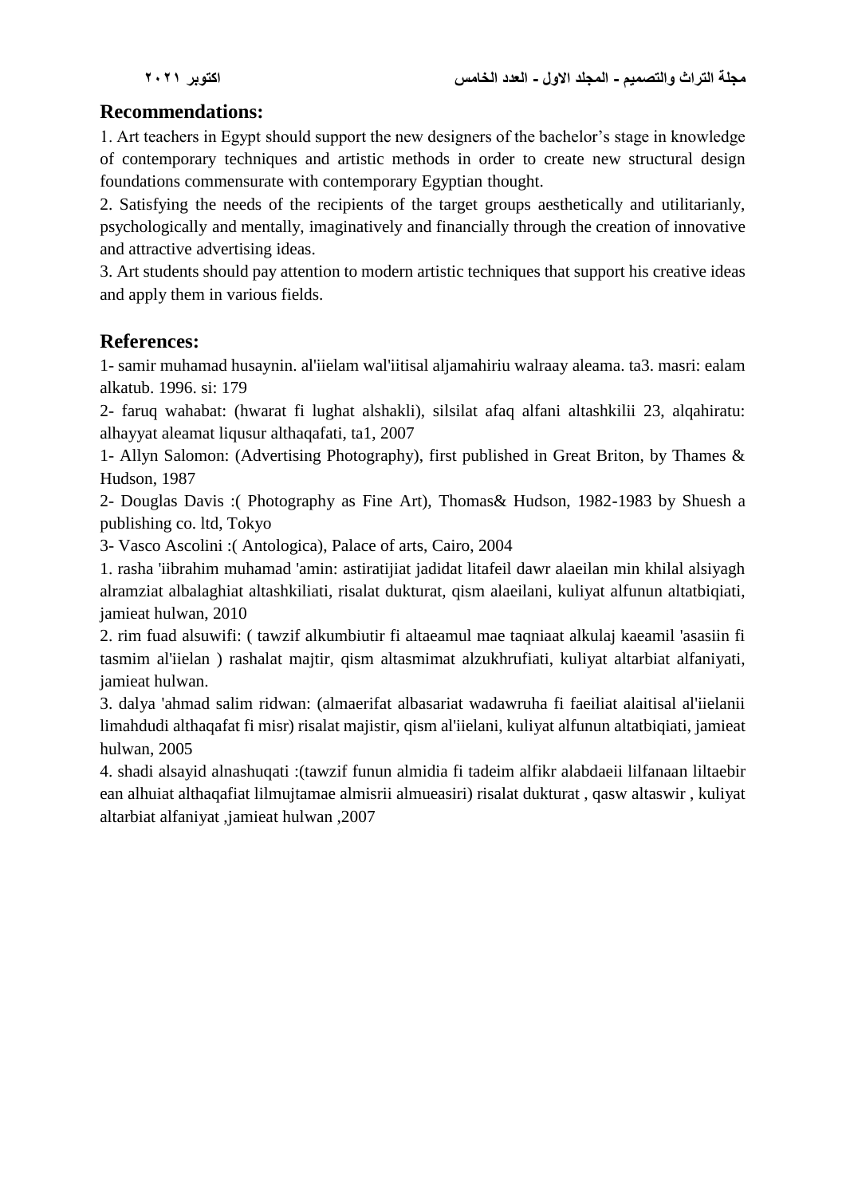## Recommendations:

1. Art teachers in Egypt should support the new designers of the bachelor's stage in knowledge of contemporary techniques and artistic methods in order to create new structural design foundations commensurate with contemporary Egyptian thought.
2. Satisfying the needs of the recipients of the target groups aesthetically and utilitarianly, psychologically and mentally, imaginatively and financially through the creation of innovative and attractive advertising ideas.
3. Art students should pay attention to modern artistic techniques that support his creative ideas and apply them in various fields.

## References:

1- samir muhamad husaynin. al'iielam wal'iitisal aljamahiriu walraay aleama. ta3. masri: ealam alkatub. 1996. si: 179

2- faruq wahabat: (hwarat fi lughat alshakli), silsilat afaq alfani altashkilii 23, alqahiratu: alhayyat aleamat liqusur althaqafati, ta1, 2007

1- Allyn Salomon: (Advertising Photography), first published in Great Briton, by Thames & Hudson, 1987

2- Douglas Davis :( Photography as Fine Art), Thomas& Hudson, 1982-1983 by Shuesh a publishing co. ltd, Tokyo

3- Vasco Ascolini :( Antologica), Palace of arts, Cairo, 2004

1. rasha 'iibrahim muhamad 'amin: astiratijiat jadidat litafeil dawr alaeilan min khilal alsiyagh alramziat albalaghiat altashkiliati, risalat dukturat, qism alaeilani, kuliyat alfunun altatbiqiati, jamieat hulwan, 2010

2. rim fuad alsuwifi: ( tawzif alkumbiutir fi altaeamul mae taqniaat alkulaj kaeamil 'asasiin fi tasmim al'iielan ) rashalat majtir, qism altasmimat alzukhrufiati, kuliyat altarbiat alfaniyati, jamieat hulwan.

3. dalya 'ahmad salim ridwan: (almaerifat albasariat wadawruha fi faeiliat alaitisal al'iielanii limahdudi althaqafat fi misr) risalat majistir, qism al'iielani, kuliyat alfunun altatbiqiati, jamieat hulwan, 2005

4. shadi alsayid alnashuqati :(tawzif funun almidia fi tadeim alfikr alabdaeii lilfanaan liltaebir ean alhuiat althaqafiat lilmujtamae almisrii almueasiri) risalat dukturat , qasw altaswir , kuliyat altarbiat alfaniyat ,jamieat hulwan ,2007